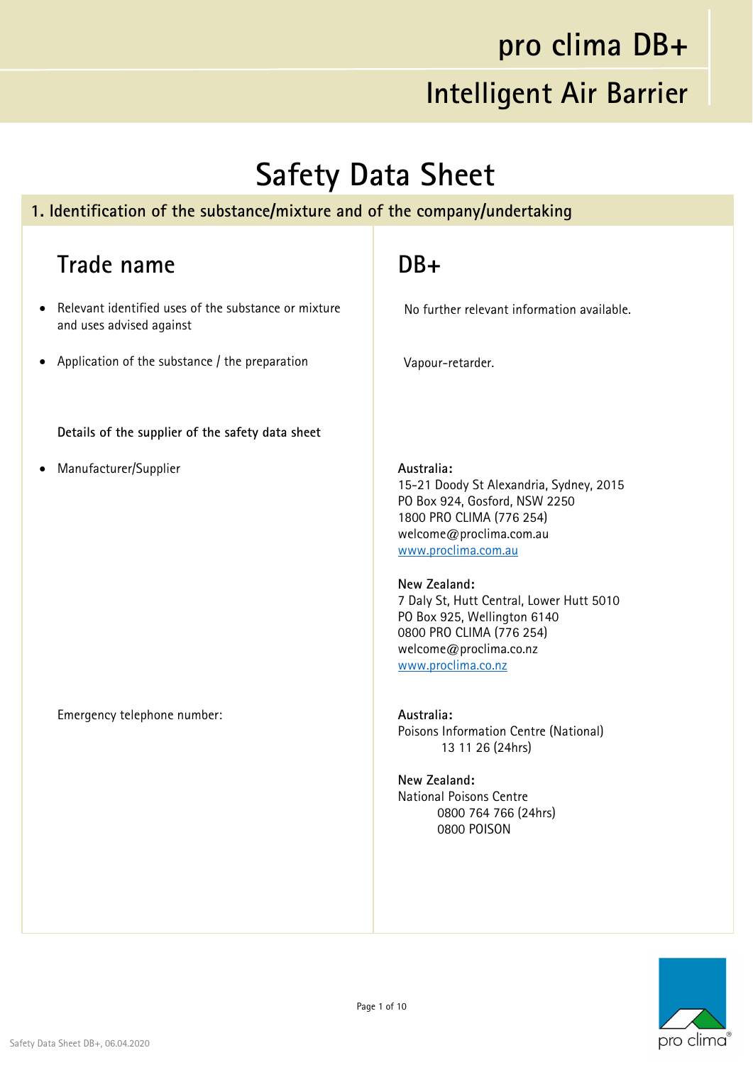# pro clima DB+

## Intelligent Air Barrier

# Safety Data Sheet

## 1. Identification of the substance/mixture and of the company/undertaking

| Trade name | DB+ |
|---|---|
| Relevant identified uses of the substance or mixture and uses advised against | No further relevant information available. |
| Application of the substance / the preparation | Vapour-retarder. |

**Details of the supplier of the safety data sheet**

- Manufacturer/Supplier

**Australia:**
15-21 Doody St Alexandria, Sydney, 2015
PO Box 924, Gosford, NSW 2250
1800 PRO CLIMA (776 254)
welcome@proclima.com.au
www.proclima.com.au

**New Zealand:**
7 Daly St, Hutt Central, Lower Hutt 5010
PO Box 925, Wellington 6140
0800 PRO CLIMA (776 254)
welcome@proclima.co.nz
www.proclima.co.nz

Emergency telephone number:

**Australia:**
Poisons Information Centre (National)
13 11 26 (24hrs)

**New Zealand:**
National Poisons Centre
0800 764 766 (24hrs)
0800 POISON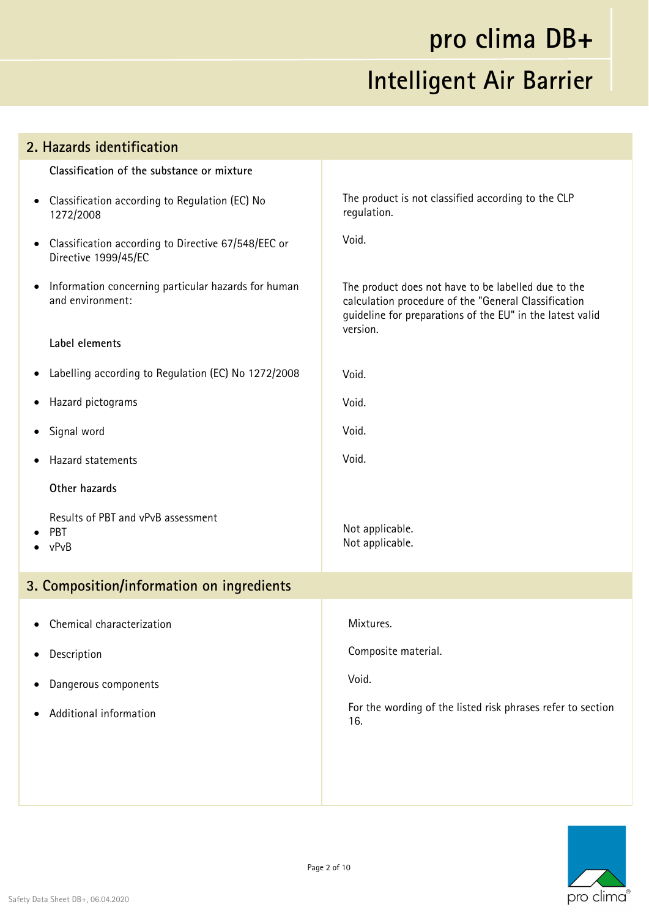## 2. Hazards identification

| | |
|---|---|
| **Classification of the substance or mixture** | |
| • Classification according to Regulation (EC) No 1272/2008 | The product is not classified according to the CLP regulation. |
| • Classification according to Directive 67/548/EEC or Directive 1999/45/EC | Void. |
| • Information concerning particular hazards for human and environment: | The product does not have to be labelled due to the calculation procedure of the "General Classification guideline for preparations of the EU" in the latest valid version. |
| **Label elements** | |
| • Labelling according to Regulation (EC) No 1272/2008 | Void. |
| • Hazard pictograms | Void. |
| • Signal word | Void. |
| • Hazard statements | Void. |
| **Other hazards** | |
| Results of PBT and vPvB assessment | |
| • PBT | Not applicable. |
| • vPvB | Not applicable. |

## 3. Composition/information on ingredients

| | |
|---|---|
| • Chemical characterization | Mixtures. |
| • Description | Composite material. |
| • Dangerous components | Void. |
| • Additional information | For the wording of the listed risk phrases refer to section 16. |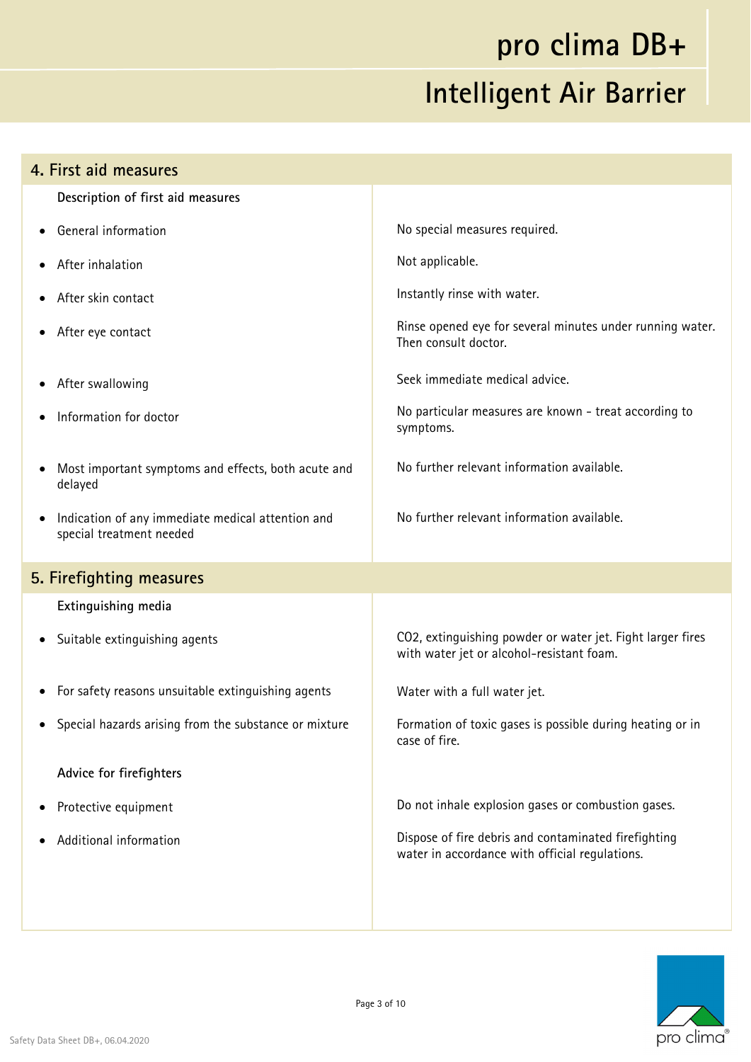## 4. First aid measures

| Description of first aid measures | |
|---|---|
| • General information | No special measures required. |
| • After inhalation | Not applicable. |
| • After skin contact | Instantly rinse with water. |
| • After eye contact | Rinse opened eye for several minutes under running water. Then consult doctor. |
| • After swallowing | Seek immediate medical advice. |
| • Information for doctor | No particular measures are known - treat according to symptoms. |
| • Most important symptoms and effects, both acute and delayed | No further relevant information available. |
| • Indication of any immediate medical attention and special treatment needed | No further relevant information available. |

## 5. Firefighting measures

| Extinguishing media | |
|---|---|
| • Suitable extinguishing agents | $CO_2$, extinguishing powder or water jet. Fight larger fires with water jet or alcohol-resistant foam. |
| • For safety reasons unsuitable extinguishing agents | Water with a full water jet. |
| • Special hazards arising from the substance or mixture | Formation of toxic gases is possible during heating or in case of fire. |
| **Advice for firefighters** | |
| • Protective equipment | Do not inhale explosion gases or combustion gases. |
| • Additional information | Dispose of fire debris and contaminated firefighting water in accordance with official regulations. |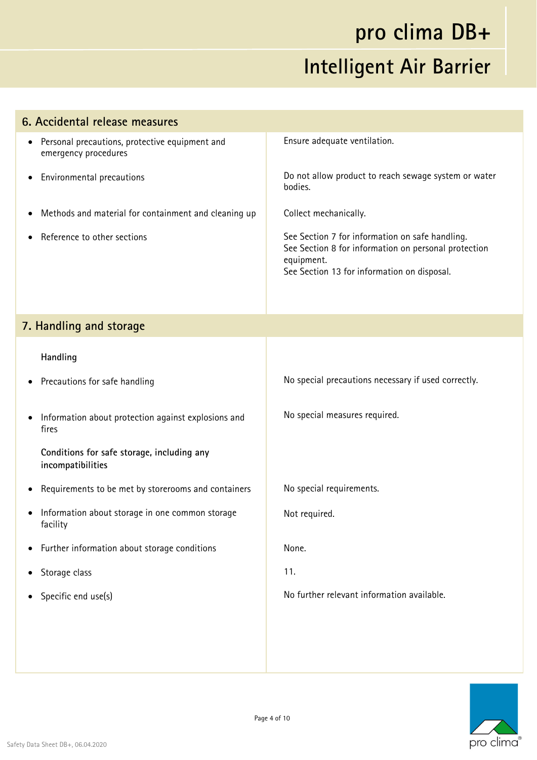## 6. Accidental release measures

| | |
|---|---|
| Personal precautions, protective equipment and emergency procedures | Ensure adequate ventilation. |
| Environmental precautions | Do not allow product to reach sewage system or water bodies. |
| Methods and material for containment and cleaning up | Collect mechanically. |
| Reference to other sections | See Section 7 for information on safe handling.<br>See Section 8 for information on personal protection equipment.<br>See Section 13 for information on disposal. |

## 7. Handling and storage

**Handling**

| | |
|---|---|
| Precautions for safe handling | No special precautions necessary if used correctly. |
| Information about protection against explosions and fires | No special measures required. |

**Conditions for safe storage, including any incompatibilities**

| | |
|---|---|
| Requirements to be met by storerooms and containers | No special requirements. |
| Information about storage in one common storage facility | Not required. |
| Further information about storage conditions | None. |
| Storage class | 11. |
| Specific end use(s) | No further relevant information available. |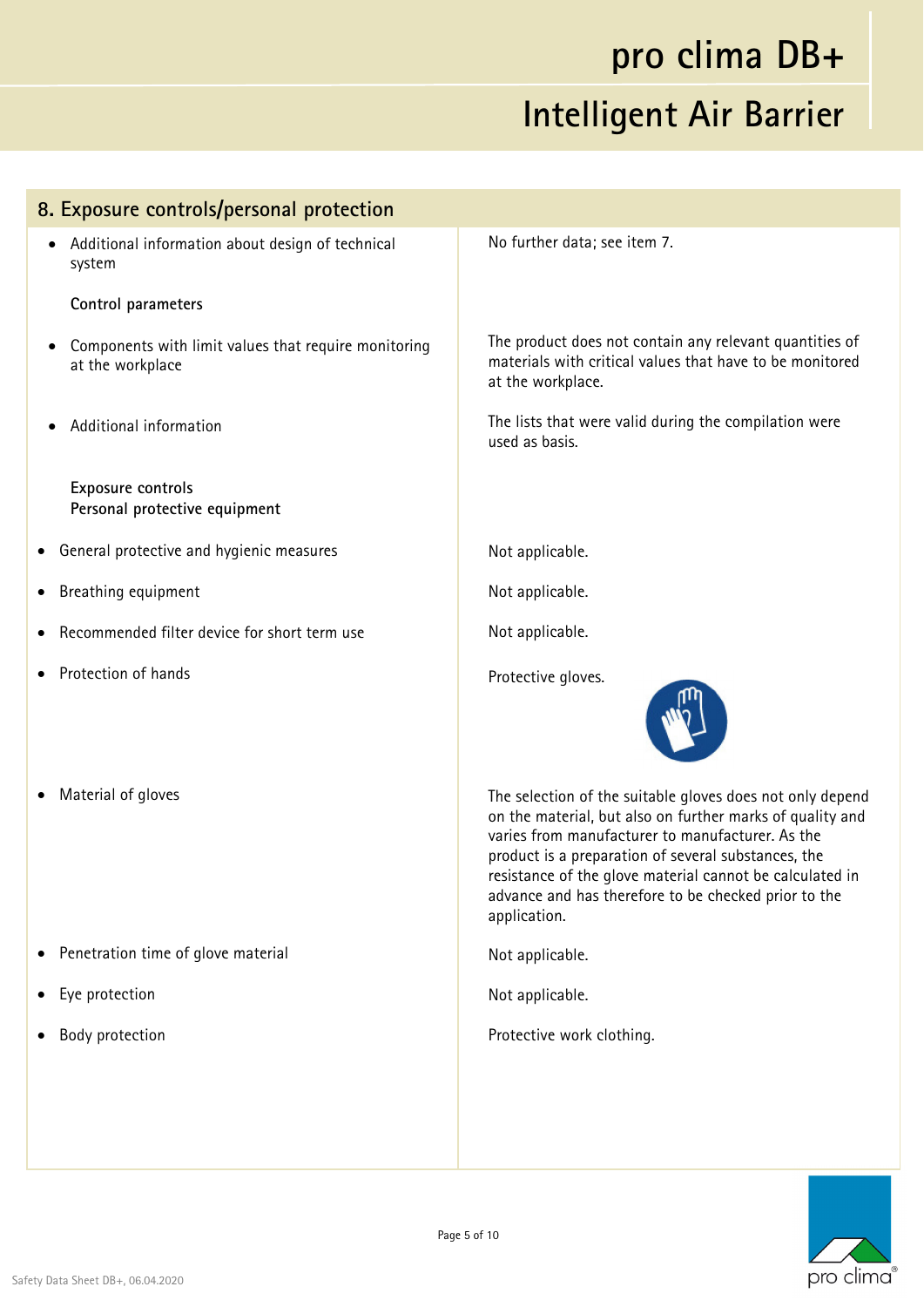## 8. Exposure controls/personal protection

| | |
|---|---|
| • Additional information about design of technical system | No further data; see item 7. |
| **Control parameters** | |
| • Components with limit values that require monitoring at the workplace | The product does not contain any relevant quantities of materials with critical values that have to be monitored at the workplace. |
| • Additional information | The lists that were valid during the compilation were used as basis. |
| **Exposure controls**<br>**Personal protective equipment** | |
| • General protective and hygienic measures | Not applicable. |
| • Breathing equipment | Not applicable. |
| • Recommended filter device for short term use | Not applicable. |
| • Protection of hands | Protective gloves. |
| • Material of gloves | The selection of the suitable gloves does not only depend on the material, but also on further marks of quality and varies from manufacturer to manufacturer. As the product is a preparation of several substances, the resistance of the glove material cannot be calculated in advance and has therefore to be checked prior to the application. |
| • Penetration time of glove material | Not applicable. |
| • Eye protection | Not applicable. |
| • Body protection | Protective work clothing. |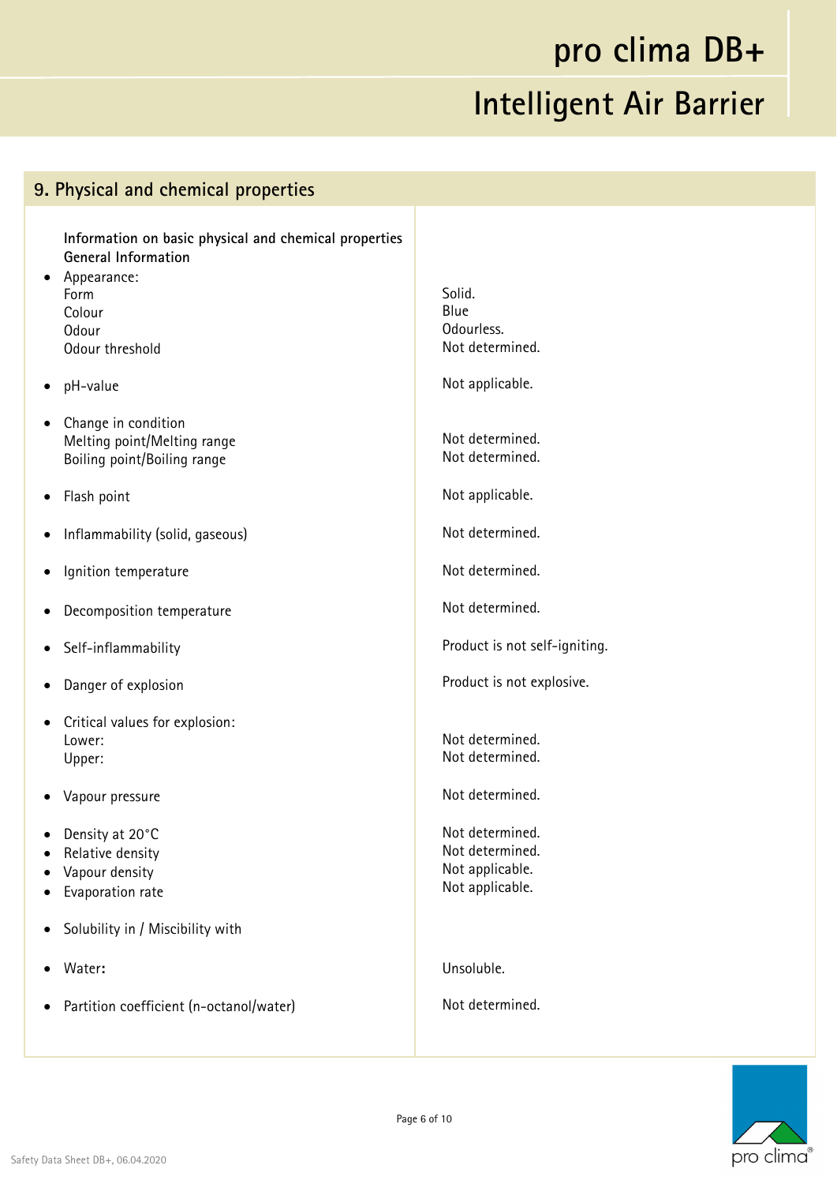## 9. Physical and chemical properties

**Information on basic physical and chemical properties**
**General Information**

| Property | Value |
|---|---|
| • Appearance: | |
| Form | Solid. |
| Colour | Blue |
| Odour | Odourless. |
| Odour threshold | Not determined. |
| • pH-value | Not applicable. |
| • Change in condition | |
| Melting point/Melting range | Not determined. |
| Boiling point/Boiling range | Not determined. |
| • Flash point | Not applicable. |
| • Inflammability (solid, gaseous) | Not determined. |
| • Ignition temperature | Not determined. |
| • Decomposition temperature | Not determined. |
| • Self-inflammability | Product is not self-igniting. |
| • Danger of explosion | Product is not explosive. |
| • Critical values for explosion: | |
| Lower: | Not determined. |
| Upper: | Not determined. |
| • Vapour pressure | Not determined. |
| • Density at 20°C | Not determined. |
| • Relative density | Not determined. |
| • Vapour density | Not applicable. |
| • Evaporation rate | Not applicable. |
| • Solubility in / Miscibility with | |
| • Water: | Unsoluble. |
| • Partition coefficient (n-octanol/water) | Not determined. |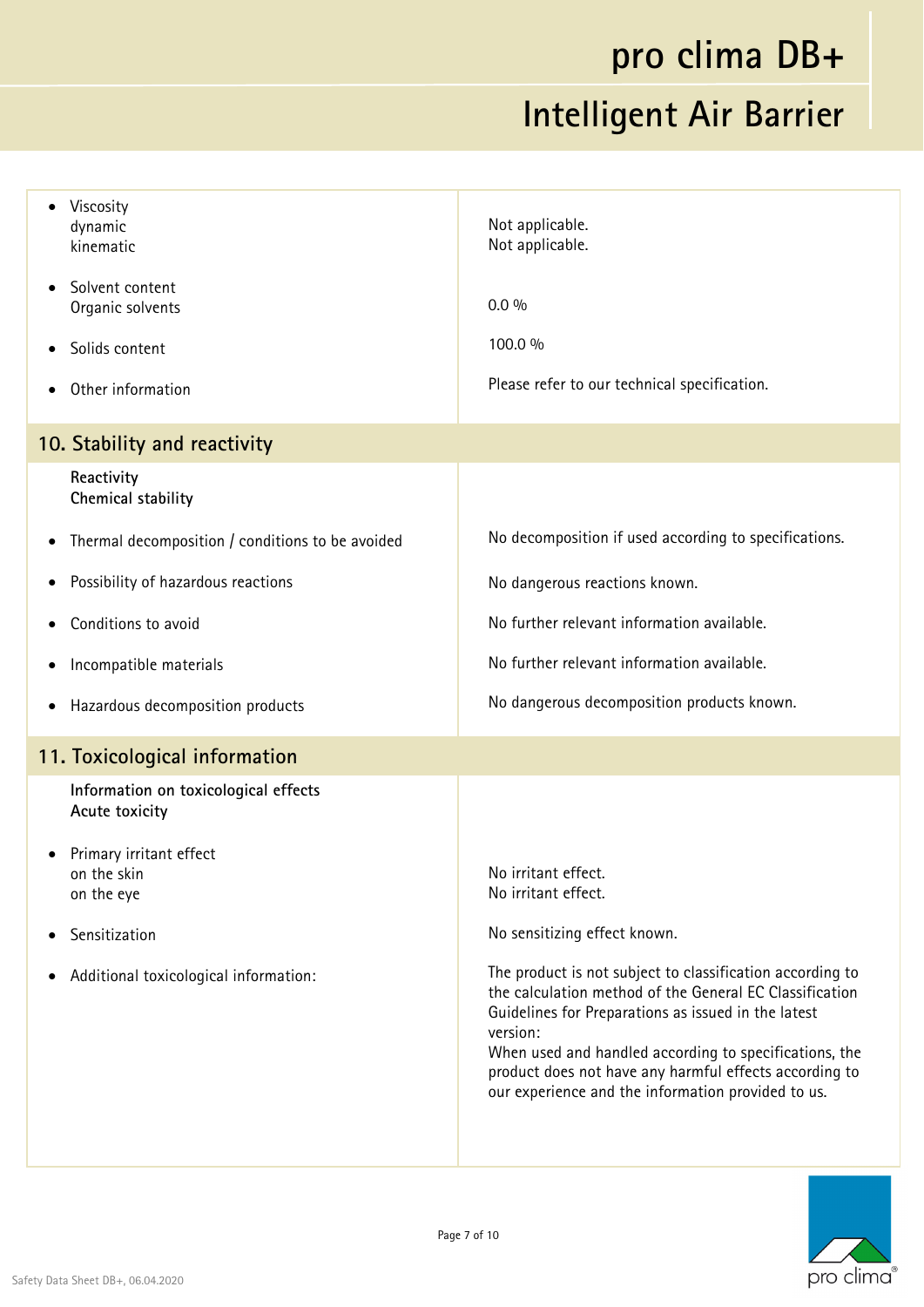| | |
|---|---|
| • Viscosity<br>dynamic<br>kinematic | Not applicable.<br>Not applicable. |
| • Solvent content<br>Organic solvents | 0.0 % |
| • Solids content | 100.0 % |
| • Other information | Please refer to our technical specification. |

## 10. Stability and reactivity

| | |
|---|---|
| **Reactivity**<br>**Chemical stability** | |
| • Thermal decomposition / conditions to be avoided | No decomposition if used according to specifications. |
| • Possibility of hazardous reactions | No dangerous reactions known. |
| • Conditions to avoid | No further relevant information available. |
| • Incompatible materials | No further relevant information available. |
| • Hazardous decomposition products | No dangerous decomposition products known. |

## 11. Toxicological information

| | |
|---|---|
| **Information on toxicological effects**<br>**Acute toxicity** | |
| • Primary irritant effect<br>on the skin<br>on the eye | No irritant effect.<br>No irritant effect. |
| • Sensitization | No sensitizing effect known. |
| • Additional toxicological information: | The product is not subject to classification according to the calculation method of the General EC Classification Guidelines for Preparations as issued in the latest version:<br>When used and handled according to specifications, the product does not have any harmful effects according to our experience and the information provided to us. |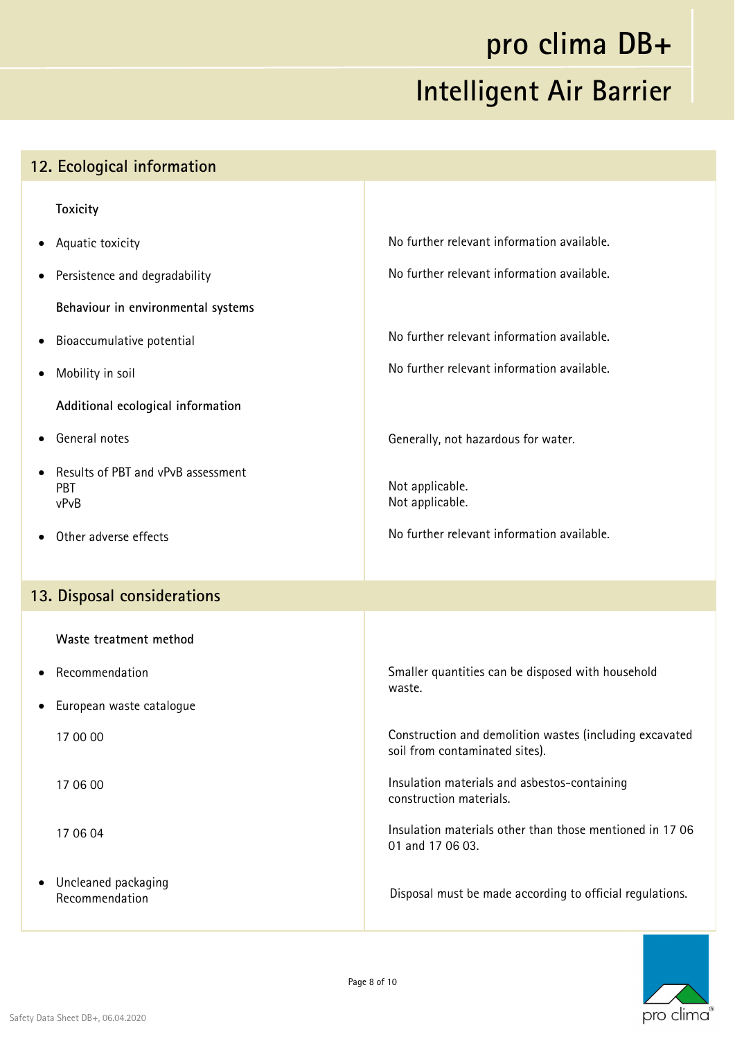## 12. Ecological information

| | |
|---|---|
| **Toxicity** | |
| • Aquatic toxicity | No further relevant information available. |
| • Persistence and degradability | No further relevant information available. |
| **Behaviour in environmental systems** | |
| • Bioaccumulative potential | No further relevant information available. |
| • Mobility in soil | No further relevant information available. |
| **Additional ecological information** | |
| • General notes | Generally, not hazardous for water. |
| • Results of PBT and vPvB assessment<br>PBT<br>vPvB | <br>Not applicable.<br>Not applicable. |
| • Other adverse effects | No further relevant information available. |

## 13. Disposal considerations

| | |
|---|---|
| **Waste treatment method** | |
| • Recommendation | Smaller quantities can be disposed with household waste. |
| • European waste catalogue | |
| 17 00 00 | Construction and demolition wastes (including excavated soil from contaminated sites). |
| 17 06 00 | Insulation materials and asbestos-containing construction materials. |
| 17 06 04 | Insulation materials other than those mentioned in 17 06 01 and 17 06 03. |
| • Uncleaned packaging<br>Recommendation | Disposal must be made according to official regulations. |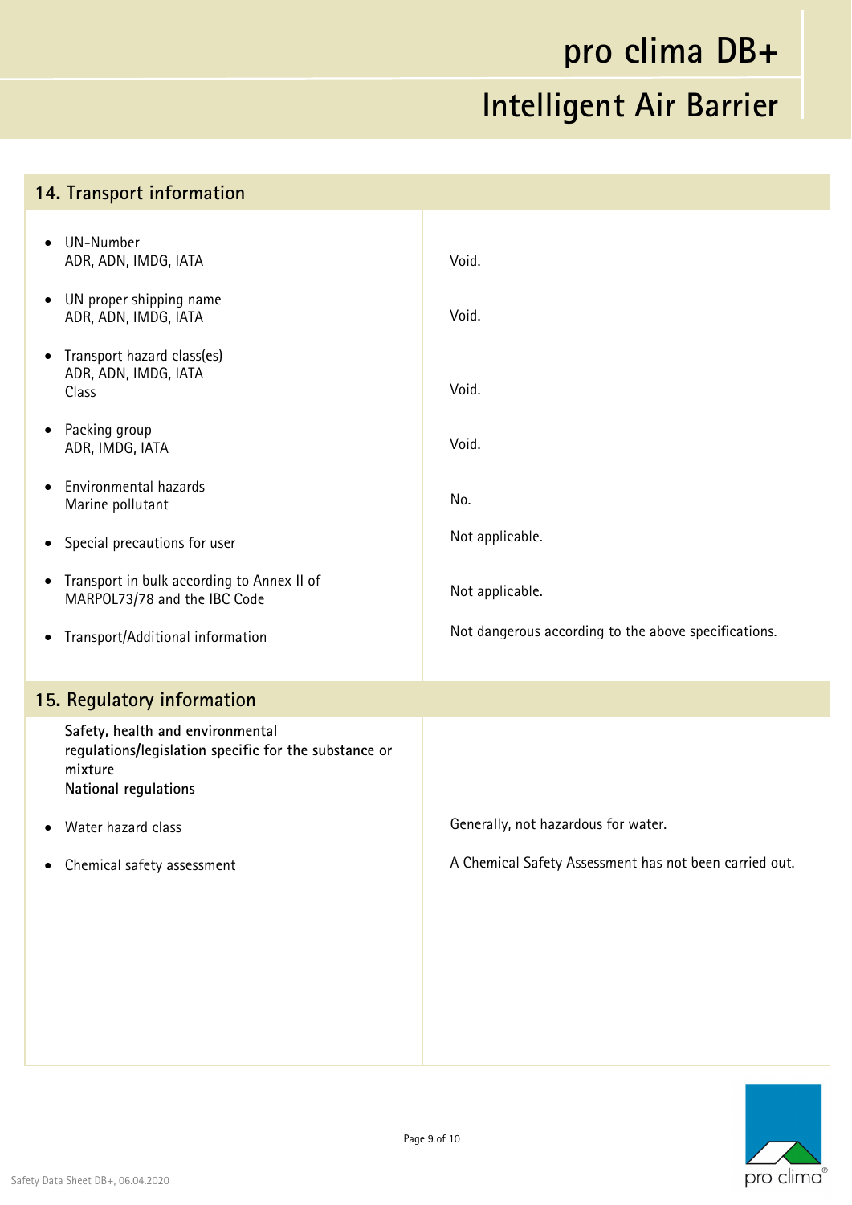## 14. Transport information

| | |
|---|---|
| UN-Number<br>ADR, ADN, IMDG, IATA | Void. |
| UN proper shipping name<br>ADR, ADN, IMDG, IATA | Void. |
| Transport hazard class(es)<br>ADR, ADN, IMDG, IATA<br>Class | Void. |
| Packing group<br>ADR, IMDG, IATA | Void. |
| Environmental hazards<br>Marine pollutant | No. |
| Special precautions for user | Not applicable. |
| Transport in bulk according to Annex II of MARPOL73/78 and the IBC Code | Not applicable. |
| Transport/Additional information | Not dangerous according to the above specifications. |

## 15. Regulatory information

**Safety, health and environmental regulations/legislation specific for the substance or mixture**
**National regulations**

| | |
|---|---|
| Water hazard class | Generally, not hazardous for water. |
| Chemical safety assessment | A Chemical Safety Assessment has not been carried out. |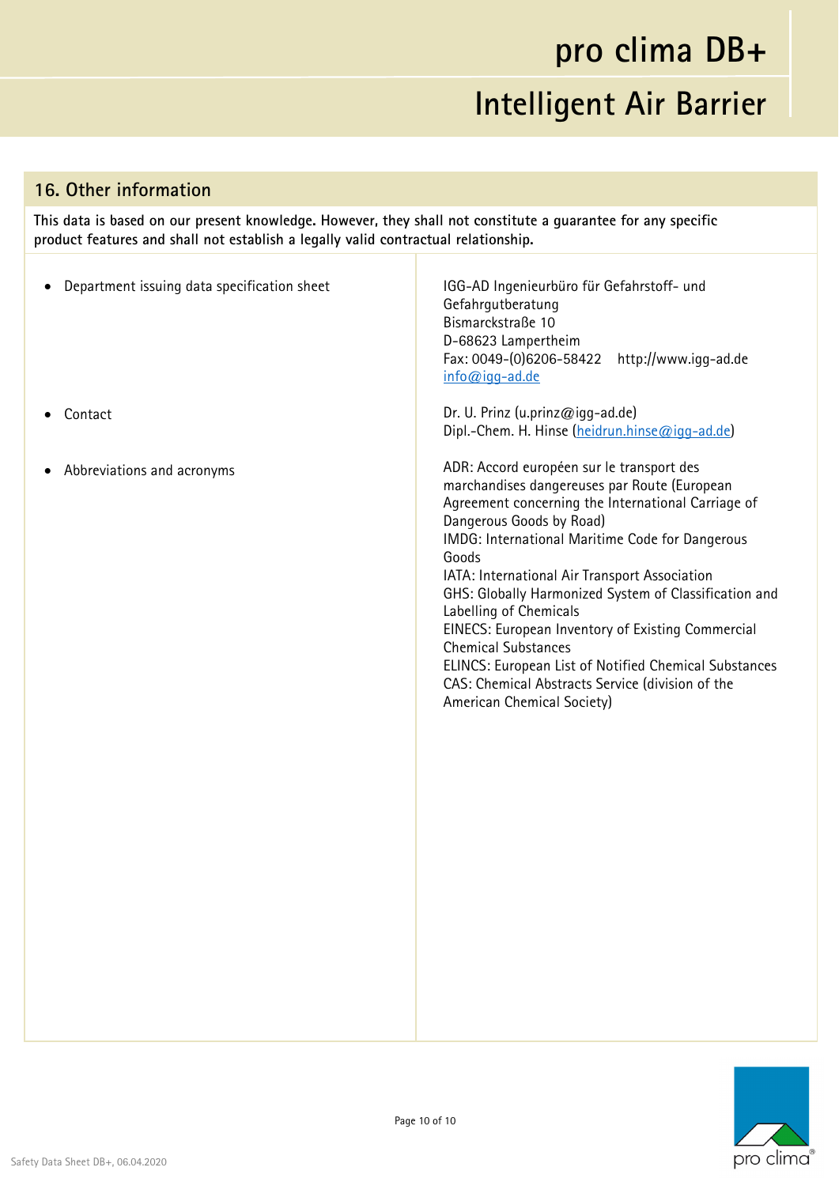## 16. Other information

**This data is based on our present knowledge. However, they shall not constitute a guarantee for any specific product features and shall not establish a legally valid contractual relationship.**

| | |
|---|---|
| • Department issuing data specification sheet | IGG-AD Ingenieurbüro für Gefahrstoff- und Gefahrgutberatung<br>Bismarckstraße 10<br>D-68623 Lampertheim<br>Fax: 0049-(0)6206-58422 http://www.igg-ad.de<br>info@igg-ad.de |
| • Contact | Dr. U. Prinz (u.prinz@igg-ad.de)<br>Dipl.-Chem. H. Hinse (heidrun.hinse@igg-ad.de) |
| • Abbreviations and acronyms | ADR: Accord européen sur le transport des marchandises dangereuses par Route (European Agreement concerning the International Carriage of Dangerous Goods by Road)<br>IMDG: International Maritime Code for Dangerous Goods<br>IATA: International Air Transport Association<br>GHS: Globally Harmonized System of Classification and Labelling of Chemicals<br>EINECS: European Inventory of Existing Commercial Chemical Substances<br>ELINCS: European List of Notified Chemical Substances<br>CAS: Chemical Abstracts Service (division of the American Chemical Society) |